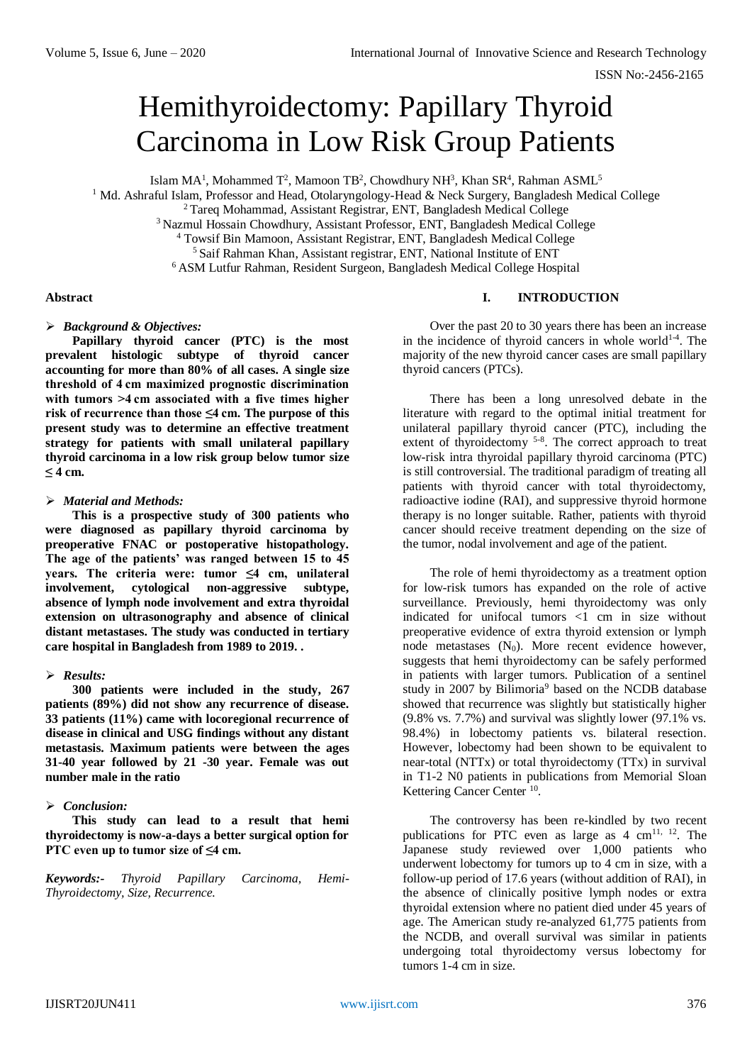# Hemithyroidectomy: Papillary Thyroid Carcinoma in Low Risk Group Patients

Islam MA[1], Mohammed T[2], Mamoon TB[2], Chowdhury NH[3], Khan SR[4], Rahman ASML[5]

[1] Md. Ashraful Islam, Professor and Head, Otolaryngology-Head & Neck Surgery, Bangladesh Medical College
[2] Tareq Mohammad, Assistant Registrar, ENT, Bangladesh Medical College
[3] Nazmul Hossain Chowdhury, Assistant Professor, ENT, Bangladesh Medical College
[4] Towsif Bin Mamoon, Assistant Registrar, ENT, Bangladesh Medical College
[5] Saif Rahman Khan, Assistant registrar, ENT, National Institute of ENT
[6] ASM Lutfur Rahman, Resident Surgeon, Bangladesh Medical College Hospital

**Abstract**

- ***Background & Objectives:***

**Papillary thyroid cancer (PTC) is the most prevalent histologic subtype of thyroid cancer accounting for more than 80% of all cases. A single size threshold of 4 cm maximized prognostic discrimination with tumors >4 cm associated with a five times higher risk of recurrence than those ≤4 cm. The purpose of this present study was to determine an effective treatment strategy for patients with small unilateral papillary thyroid carcinoma in a low risk group below tumor size ≤ 4 cm.**

- ***Material and Methods:***

**This is a prospective study of 300 patients who were diagnosed as papillary thyroid carcinoma by preoperative FNAC or postoperative histopathology. The age of the patients' was ranged between 15 to 45 years. The criteria were: tumor ≤4 cm, unilateral involvement, cytological non-aggressive subtype, absence of lymph node involvement and extra thyroidal extension on ultrasonography and absence of clinical distant metastases. The study was conducted in tertiary care hospital in Bangladesh from 1989 to 2019. .**

- ***Results:***

**300 patients were included in the study, 267 patients (89%) did not show any recurrence of disease. 33 patients (11%) came with locoregional recurrence of disease in clinical and USG findings without any distant metastasis. Maximum patients were between the ages 31-40 year followed by 21 -30 year. Female was out number male in the ratio**

- ***Conclusion:***

**This study can lead to a result that hemi thyroidectomy is now-a-days a better surgical option for PTC even up to tumor size of ≤4 cm.**

***Keywords:-*** *Thyroid Papillary Carcinoma, Hemi-Thyroidectomy, Size, Recurrence.*

## I. INTRODUCTION

Over the past 20 to 30 years there has been an increase in the incidence of thyroid cancers in whole world[1-4]. The majority of the new thyroid cancer cases are small papillary thyroid cancers (PTCs).

There has been a long unresolved debate in the literature with regard to the optimal initial treatment for unilateral papillary thyroid cancer (PTC), including the extent of thyroidectomy [5-8]. The correct approach to treat low-risk intra thyroidal papillary thyroid carcinoma (PTC) is still controversial. The traditional paradigm of treating all patients with thyroid cancer with total thyroidectomy, radioactive iodine (RAI), and suppressive thyroid hormone therapy is no longer suitable. Rather, patients with thyroid cancer should receive treatment depending on the size of the tumor, nodal involvement and age of the patient.

The role of hemi thyroidectomy as a treatment option for low-risk tumors has expanded on the role of active surveillance. Previously, hemi thyroidectomy was only indicated for unifocal tumors <1 cm in size without preoperative evidence of extra thyroid extension or lymph node metastases ($N_0$). More recent evidence however, suggests that hemi thyroidectomy can be safely performed in patients with larger tumors. Publication of a sentinel study in 2007 by Bilimoria[9] based on the NCDB database showed that recurrence was slightly but statistically higher (9.8% vs. 7.7%) and survival was slightly lower (97.1% vs. 98.4%) in lobectomy patients vs. bilateral resection. However, lobectomy had been shown to be equivalent to near-total (NTTx) or total thyroidectomy (TTx) in survival in T1-2 N0 patients in publications from Memorial Sloan Kettering Cancer Center [10].

The controversy has been re-kindled by two recent publications for PTC even as large as 4 cm[11, 12]. The Japanese study reviewed over 1,000 patients who underwent lobectomy for tumors up to 4 cm in size, with a follow-up period of 17.6 years (without addition of RAI), in the absence of clinically positive lymph nodes or extra thyroidal extension where no patient died under 45 years of age. The American study re-analyzed 61,775 patients from the NCDB, and overall survival was similar in patients undergoing total thyroidectomy versus lobectomy for tumors 1-4 cm in size.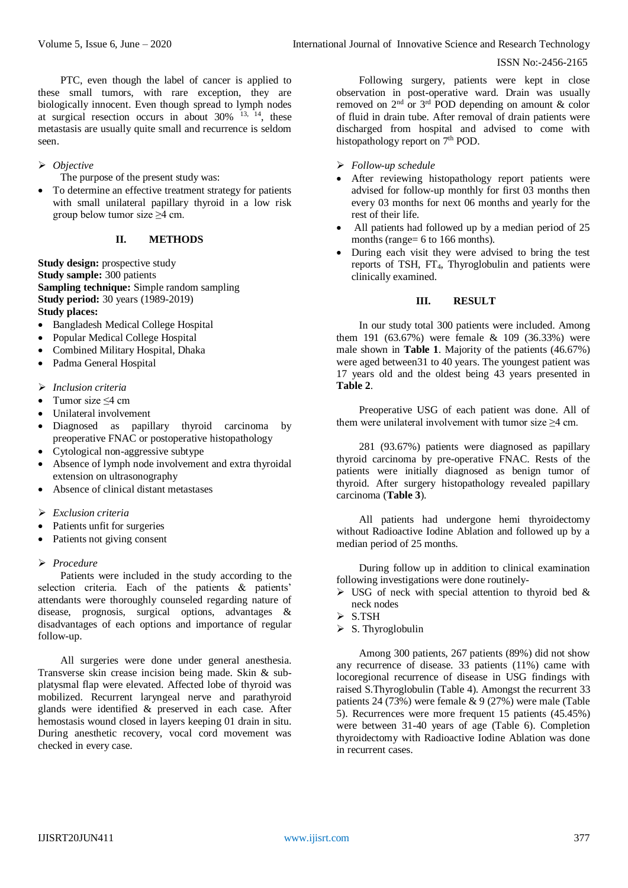PTC, even though the label of cancer is applied to these small tumors, with rare exception, they are biologically innocent. Even though spread to lymph nodes at surgical resection occurs in about 30% [13, 14], these metastasis are usually quite small and recurrence is seldom seen.

➢ *Objective*

The purpose of the present study was:

- To determine an effective treatment strategy for patients with small unilateral papillary thyroid in a low risk group below tumor size ≥4 cm.

## II. METHODS

**Study design:** prospective study
**Study sample:** 300 patients
**Sampling technique:** Simple random sampling
**Study period:** 30 years (1989-2019)
**Study places:**

- Bangladesh Medical College Hospital
- Popular Medical College Hospital
- Combined Military Hospital, Dhaka
- Padma General Hospital

➢ *Inclusion criteria*

- Tumor size ≤4 cm
- Unilateral involvement
- Diagnosed as papillary thyroid carcinoma by preoperative FNAC or postoperative histopathology
- Cytological non-aggressive subtype
- Absence of lymph node involvement and extra thyroidal extension on ultrasonography
- Absence of clinical distant metastases

➢ *Exclusion criteria*

- Patients unfit for surgeries
- Patients not giving consent

➢ *Procedure*

Patients were included in the study according to the selection criteria. Each of the patients & patients' attendants were thoroughly counseled regarding nature of disease, prognosis, surgical options, advantages & disadvantages of each options and importance of regular follow-up.

All surgeries were done under general anesthesia. Transverse skin crease incision being made. Skin & sub-platysmal flap were elevated. Affected lobe of thyroid was mobilized. Recurrent laryngeal nerve and parathyroid glands were identified & preserved in each case. After hemostasis wound closed in layers keeping 01 drain in situ. During anesthetic recovery, vocal cord movement was checked in every case.

Following surgery, patients were kept in close observation in post-operative ward. Drain was usually removed on 2nd or 3rd POD depending on amount & color of fluid in drain tube. After removal of drain patients were discharged from hospital and advised to come with histopathology report on 7th POD.

➢ *Follow-up schedule*

- After reviewing histopathology report patients were advised for follow-up monthly for first 03 months then every 03 months for next 06 months and yearly for the rest of their life.
- All patients had followed up by a median period of 25 months (range= 6 to 166 months).
- During each visit they were advised to bring the test reports of TSH, $FT_4$, Thyroglobulin and patients were clinically examined.

## III. RESULT

In our study total 300 patients were included. Among them 191 (63.67%) were female & 109 (36.33%) were male shown in **Table 1**. Majority of the patients (46.67%) were aged between31 to 40 years. The youngest patient was 17 years old and the oldest being 43 years presented in **Table 2**.

Preoperative USG of each patient was done. All of them were unilateral involvement with tumor size ≥4 cm.

281 (93.67%) patients were diagnosed as papillary thyroid carcinoma by pre-operative FNAC. Rests of the patients were initially diagnosed as benign tumor of thyroid. After surgery histopathology revealed papillary carcinoma (**Table 3**).

All patients had undergone hemi thyroidectomy without Radioactive Iodine Ablation and followed up by a median period of 25 months.

During follow up in addition to clinical examination following investigations were done routinely-

➢ USG of neck with special attention to thyroid bed & neck nodes
➢ S.TSH
➢ S. Thyroglobulin

Among 300 patients, 267 patients (89%) did not show any recurrence of disease. 33 patients (11%) came with locoregional recurrence of disease in USG findings with raised S.Thyroglobulin (Table 4). Amongst the recurrent 33 patients 24 (73%) were female & 9 (27%) were male (Table 5). Recurrences were more frequent 15 patients (45.45%) were between 31-40 years of age (Table 6). Completion thyroidectomy with Radioactive Iodine Ablation was done in recurrent cases.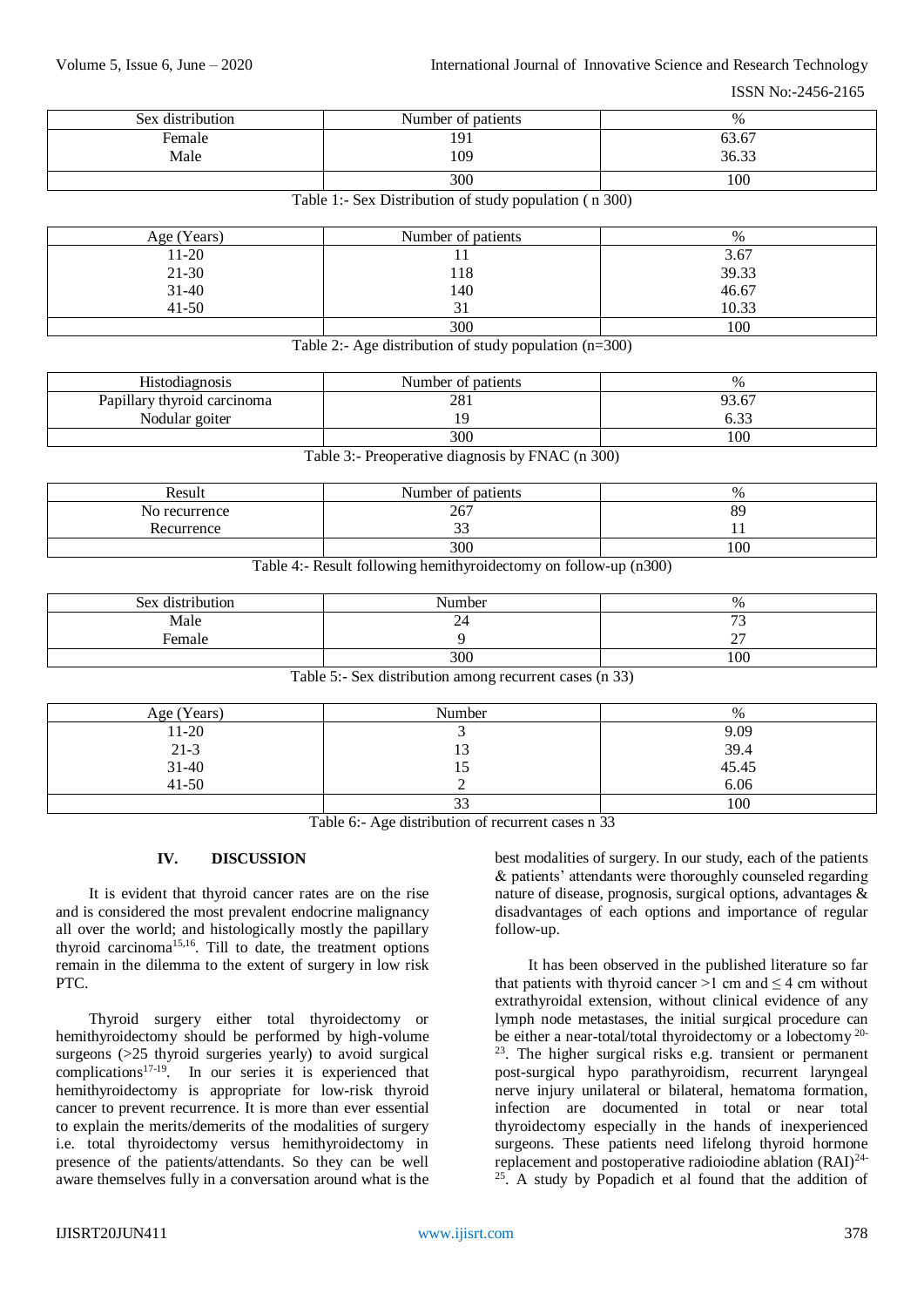| Sex distribution | Number of patients | % |
|---|---|---|
| Female | 191 | 63.67 |
| Male | 109 | 36.33 |
| | 300 | 100 |

Table 1:- Sex Distribution of study population ( n 300)

| Age (Years) | Number of patients | % |
|---|---|---|
| 11-20 | 11 | 3.67 |
| 21-30 | 118 | 39.33 |
| 31-40 | 140 | 46.67 |
| 41-50 | 31 | 10.33 |
| | 300 | 100 |

Table 2:- Age distribution of study population (n=300)

| Histodiagnosis | Number of patients | % |
|---|---|---|
| Papillary thyroid carcinoma | 281 | 93.67 |
| Nodular goiter | 19 | 6.33 |
| | 300 | 100 |

Table 3:- Preoperative diagnosis by FNAC (n 300)

| Result | Number of patients | % |
|---|---|---|
| No recurrence | 267 | 89 |
| Recurrence | 33 | 11 |
| | 300 | 100 |

Table 4:- Result following hemithyroidectomy on follow-up (n300)

| Sex distribution | Number | % |
|---|---|---|
| Male | 24 | 73 |
| Female | 9 | 27 |
| | 300 | 100 |

Table 5:- Sex distribution among recurrent cases (n 33)

| Age (Years) | Number | % |
|---|---|---|
| 11-20 | 3 | 9.09 |
| 21-3 | 13 | 39.4 |
| 31-40 | 15 | 45.45 |
| 41-50 | 2 | 6.06 |
| | 33 | 100 |

Table 6:- Age distribution of recurrent cases n 33

## IV. DISCUSSION

It is evident that thyroid cancer rates are on the rise and is considered the most prevalent endocrine malignancy all over the world; and histologically mostly the papillary thyroid carcinoma[15,16]. Till to date, the treatment options remain in the dilemma to the extent of surgery in low risk PTC.

Thyroid surgery either total thyroidectomy or hemithyroidectomy should be performed by high-volume surgeons (>25 thyroid surgeries yearly) to avoid surgical complications[17-19]. In our series it is experienced that hemithyroidectomy is appropriate for low-risk thyroid cancer to prevent recurrence. It is more than ever essential to explain the merits/demerits of the modalities of surgery i.e. total thyroidectomy versus hemithyroidectomy in presence of the patients/attendants. So they can be well aware themselves fully in a conversation around what is the best modalities of surgery. In our study, each of the patients & patients' attendants were thoroughly counseled regarding nature of disease, prognosis, surgical options, advantages & disadvantages of each options and importance of regular follow-up.

It has been observed in the published literature so far that patients with thyroid cancer >1 cm and ≤ 4 cm without extrathyroidal extension, without clinical evidence of any lymph node metastases, the initial surgical procedure can be either a near-total/total thyroidectomy or a lobectomy [20-23]. The higher surgical risks e.g. transient or permanent post-surgical hypo parathyroidism, recurrent laryngeal nerve injury unilateral or bilateral, hematoma formation, infection are documented in total or near total thyroidectomy especially in the hands of inexperienced surgeons. These patients need lifelong thyroid hormone replacement and postoperative radioiodine ablation (RAI)[24-25]. A study by Popadich et al found that the addition of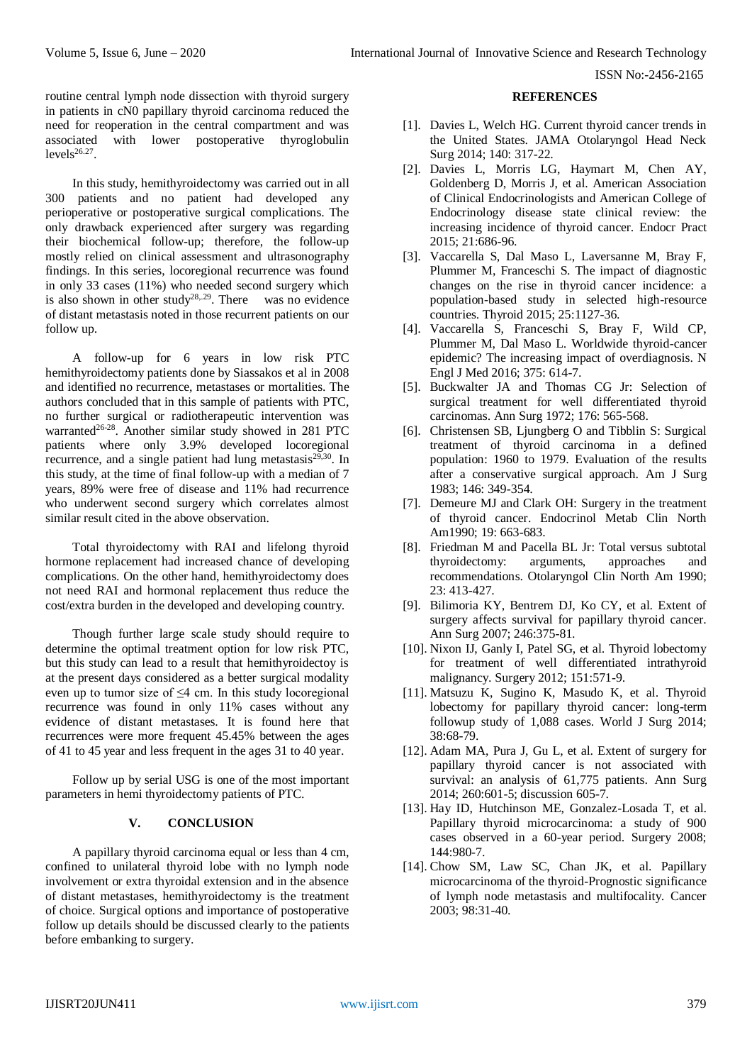routine central lymph node dissection with thyroid surgery in patients in cN0 papillary thyroid carcinoma reduced the need for reoperation in the central compartment and was associated with lower postoperative thyroglobulin levels[26,27].

In this study, hemithyroidectomy was carried out in all 300 patients and no patient had developed any perioperative or postoperative surgical complications. The only drawback experienced after surgery was regarding their biochemical follow-up; therefore, the follow-up mostly relied on clinical assessment and ultrasonography findings. In this series, locoregional recurrence was found in only 33 cases (11%) who needed second surgery which is also shown in other study[28,.29]. There was no evidence of distant metastasis noted in those recurrent patients on our follow up.

A follow-up for 6 years in low risk PTC hemithyroidectomy patients done by Siassakos et al in 2008 and identified no recurrence, metastases or mortalities. The authors concluded that in this sample of patients with PTC, no further surgical or radiotherapeutic intervention was warranted[26-28]. Another similar study showed in 281 PTC patients where only 3.9% developed locoregional recurrence, and a single patient had lung metastasis[29,30]. In this study, at the time of final follow-up with a median of 7 years, 89% were free of disease and 11% had recurrence who underwent second surgery which correlates almost similar result cited in the above observation.

Total thyroidectomy with RAI and lifelong thyroid hormone replacement had increased chance of developing complications. On the other hand, hemithyroidectomy does not need RAI and hormonal replacement thus reduce the cost/extra burden in the developed and developing country.

Though further large scale study should require to determine the optimal treatment option for low risk PTC, but this study can lead to a result that hemithyroidectoy is at the present days considered as a better surgical modality even up to tumor size of ≤4 cm. In this study locoregional recurrence was found in only 11% cases without any evidence of distant metastases. It is found here that recurrences were more frequent 45.45% between the ages of 41 to 45 year and less frequent in the ages 31 to 40 year.

Follow up by serial USG is one of the most important parameters in hemi thyroidectomy patients of PTC.

## V. CONCLUSION

A papillary thyroid carcinoma equal or less than 4 cm, confined to unilateral thyroid lobe with no lymph node involvement or extra thyroidal extension and in the absence of distant metastases, hemithyroidectomy is the treatment of choice. Surgical options and importance of postoperative follow up details should be discussed clearly to the patients before embanking to surgery.

## REFERENCES

[1]. Davies L, Welch HG. Current thyroid cancer trends in the United States. JAMA Otolaryngol Head Neck Surg 2014; 140: 317-22.

[2]. Davies L, Morris LG, Haymart M, Chen AY, Goldenberg D, Morris J, et al. American Association of Clinical Endocrinologists and American College of Endocrinology disease state clinical review: the increasing incidence of thyroid cancer. Endocr Pract 2015; 21:686-96.

[3]. Vaccarella S, Dal Maso L, Laversanne M, Bray F, Plummer M, Franceschi S. The impact of diagnostic changes on the rise in thyroid cancer incidence: a population-based study in selected high-resource countries. Thyroid 2015; 25:1127-36.

[4]. Vaccarella S, Franceschi S, Bray F, Wild CP, Plummer M, Dal Maso L. Worldwide thyroid-cancer epidemic? The increasing impact of overdiagnosis. N Engl J Med 2016; 375: 614-7.

[5]. Buckwalter JA and Thomas CG Jr: Selection of surgical treatment for well differentiated thyroid carcinomas. Ann Surg 1972; 176: 565-568.

[6]. Christensen SB, Ljungberg O and Tibblin S: Surgical treatment of thyroid carcinoma in a defined population: 1960 to 1979. Evaluation of the results after a conservative surgical approach. Am J Surg 1983; 146: 349-354.

[7]. Demeure MJ and Clark OH: Surgery in the treatment of thyroid cancer. Endocrinol Metab Clin North Am1990; 19: 663-683.

[8]. Friedman M and Pacella BL Jr: Total versus subtotal thyroidectomy: arguments, approaches and recommendations. Otolaryngol Clin North Am 1990; 23: 413-427.

[9]. Bilimoria KY, Bentrem DJ, Ko CY, et al. Extent of surgery affects survival for papillary thyroid cancer. Ann Surg 2007; 246:375-81.

[10]. Nixon IJ, Ganly I, Patel SG, et al. Thyroid lobectomy for treatment of well differentiated intrathyroid malignancy. Surgery 2012; 151:571-9.

[11]. Matsuzu K, Sugino K, Masudo K, et al. Thyroid lobectomy for papillary thyroid cancer: long-term followup study of 1,088 cases. World J Surg 2014; 38:68-79.

[12]. Adam MA, Pura J, Gu L, et al. Extent of surgery for papillary thyroid cancer is not associated with survival: an analysis of 61,775 patients. Ann Surg 2014; 260:601-5; discussion 605-7.

[13]. Hay ID, Hutchinson ME, Gonzalez-Losada T, et al. Papillary thyroid microcarcinoma: a study of 900 cases observed in a 60-year period. Surgery 2008; 144:980-7.

[14]. Chow SM, Law SC, Chan JK, et al. Papillary microcarcinoma of the thyroid-Prognostic significance of lymph node metastasis and multifocality. Cancer 2003; 98:31-40.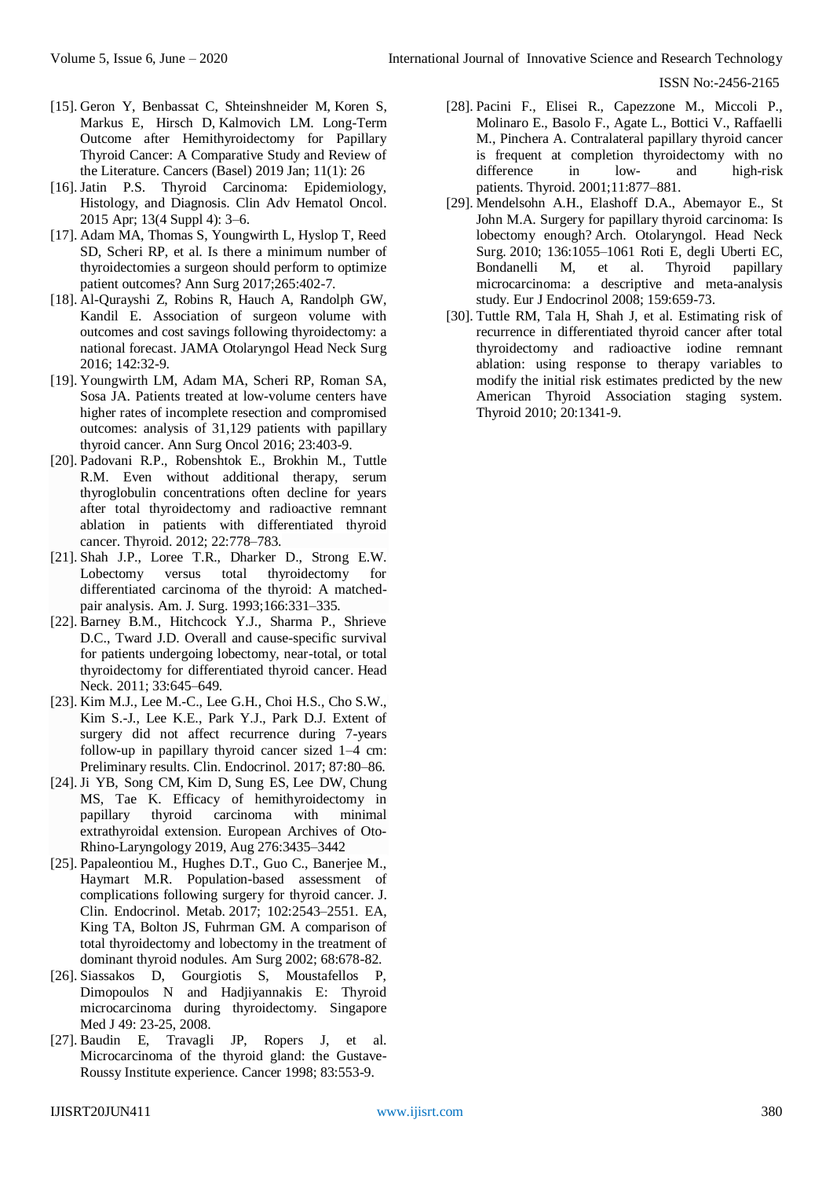[15]. Geron Y, Benbassat C, Shteinshneider M, Koren S, Markus E, Hirsch D, Kalmovich LM. Long-Term Outcome after Hemithyroidectomy for Papillary Thyroid Cancer: A Comparative Study and Review of the Literature. Cancers (Basel) 2019 Jan; 11(1): 26

[16]. Jatin P.S. Thyroid Carcinoma: Epidemiology, Histology, and Diagnosis. Clin Adv Hematol Oncol. 2015 Apr; 13(4 Suppl 4): 3–6.

[17]. Adam MA, Thomas S, Youngwirth L, Hyslop T, Reed SD, Scheri RP, et al. Is there a minimum number of thyroidectomies a surgeon should perform to optimize patient outcomes? Ann Surg 2017;265:402-7.

[18]. Al-Qurayshi Z, Robins R, Hauch A, Randolph GW, Kandil E. Association of surgeon volume with outcomes and cost savings following thyroidectomy: a national forecast. JAMA Otolaryngol Head Neck Surg 2016; 142:32-9.

[19]. Youngwirth LM, Adam MA, Scheri RP, Roman SA, Sosa JA. Patients treated at low-volume centers have higher rates of incomplete resection and compromised outcomes: analysis of 31,129 patients with papillary thyroid cancer. Ann Surg Oncol 2016; 23:403-9.

[20]. Padovani R.P., Robenshtok E., Brokhin M., Tuttle R.M. Even without additional therapy, serum thyroglobulin concentrations often decline for years after total thyroidectomy and radioactive remnant ablation in patients with differentiated thyroid cancer. Thyroid. 2012; 22:778–783.

[21]. Shah J.P., Loree T.R., Dharker D., Strong E.W. Lobectomy versus total thyroidectomy for differentiated carcinoma of the thyroid: A matched-pair analysis. Am. J. Surg. 1993;166:331–335.

[22]. Barney B.M., Hitchcock Y.J., Sharma P., Shrieve D.C., Tward J.D. Overall and cause-specific survival for patients undergoing lobectomy, near-total, or total thyroidectomy for differentiated thyroid cancer. Head Neck. 2011; 33:645–649.

[23]. Kim M.J., Lee M.-C., Lee G.H., Choi H.S., Cho S.W., Kim S.-J., Lee K.E., Park Y.J., Park D.J. Extent of surgery did not affect recurrence during 7-years follow-up in papillary thyroid cancer sized 1–4 cm: Preliminary results. Clin. Endocrinol. 2017; 87:80–86.

[24]. Ji YB, Song CM, Kim D, Sung ES, Lee DW, Chung MS, Tae K. Efficacy of hemithyroidectomy in papillary thyroid carcinoma with minimal extrathyroidal extension. European Archives of Oto-Rhino-Laryngology 2019, Aug 276:3435–3442

[25]. Papaleontiou M., Hughes D.T., Guo C., Banerjee M., Haymart M.R. Population-based assessment of complications following surgery for thyroid cancer. J. Clin. Endocrinol. Metab. 2017; 102:2543–2551. EA, King TA, Bolton JS, Fuhrman GM. A comparison of total thyroidectomy and lobectomy in the treatment of dominant thyroid nodules. Am Surg 2002; 68:678-82.

[26]. Siassakos D, Gourgiotis S, Moustafellos P, Dimopoulos N and Hadjiyannakis E: Thyroid microcarcinoma during thyroidectomy. Singapore Med J 49: 23-25, 2008.

[27]. Baudin E, Travagli JP, Ropers J, et al. Microcarcinoma of the thyroid gland: the Gustave-Roussy Institute experience. Cancer 1998; 83:553-9.

[28]. Pacini F., Elisei R., Capezzone M., Miccoli P., Molinaro E., Basolo F., Agate L., Bottici V., Raffaelli M., Pinchera A. Contralateral papillary thyroid cancer is frequent at completion thyroidectomy with no difference in low- and high-risk patients. Thyroid. 2001;11:877–881.

[29]. Mendelsohn A.H., Elashoff D.A., Abemayor E., St John M.A. Surgery for papillary thyroid carcinoma: Is lobectomy enough? Arch. Otolaryngol. Head Neck Surg. 2010; 136:1055–1061 Roti E, degli Uberti EC, Bondanelli M, et al. Thyroid papillary microcarcinoma: a descriptive and meta-analysis study. Eur J Endocrinol 2008; 159:659-73.

[30]. Tuttle RM, Tala H, Shah J, et al. Estimating risk of recurrence in differentiated thyroid cancer after total thyroidectomy and radioactive iodine remnant ablation: using response to therapy variables to modify the initial risk estimates predicted by the new American Thyroid Association staging system. Thyroid 2010; 20:1341-9.